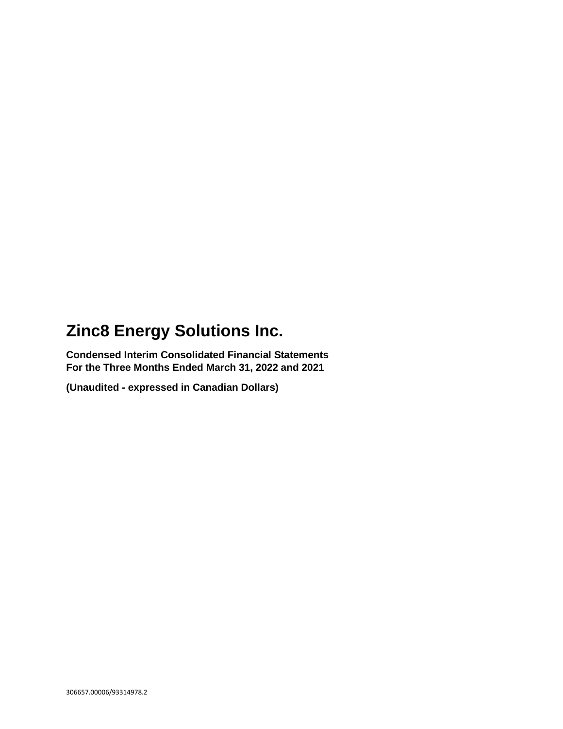# Zinc8 Energy Solutions Inc.

**Condensed Interim Consolidated Financial Statements**
**For the Three Months Ended March 31, 2022 and 2021**

**(Unaudited - expressed in Canadian Dollars)**

306657.00006/93314978.2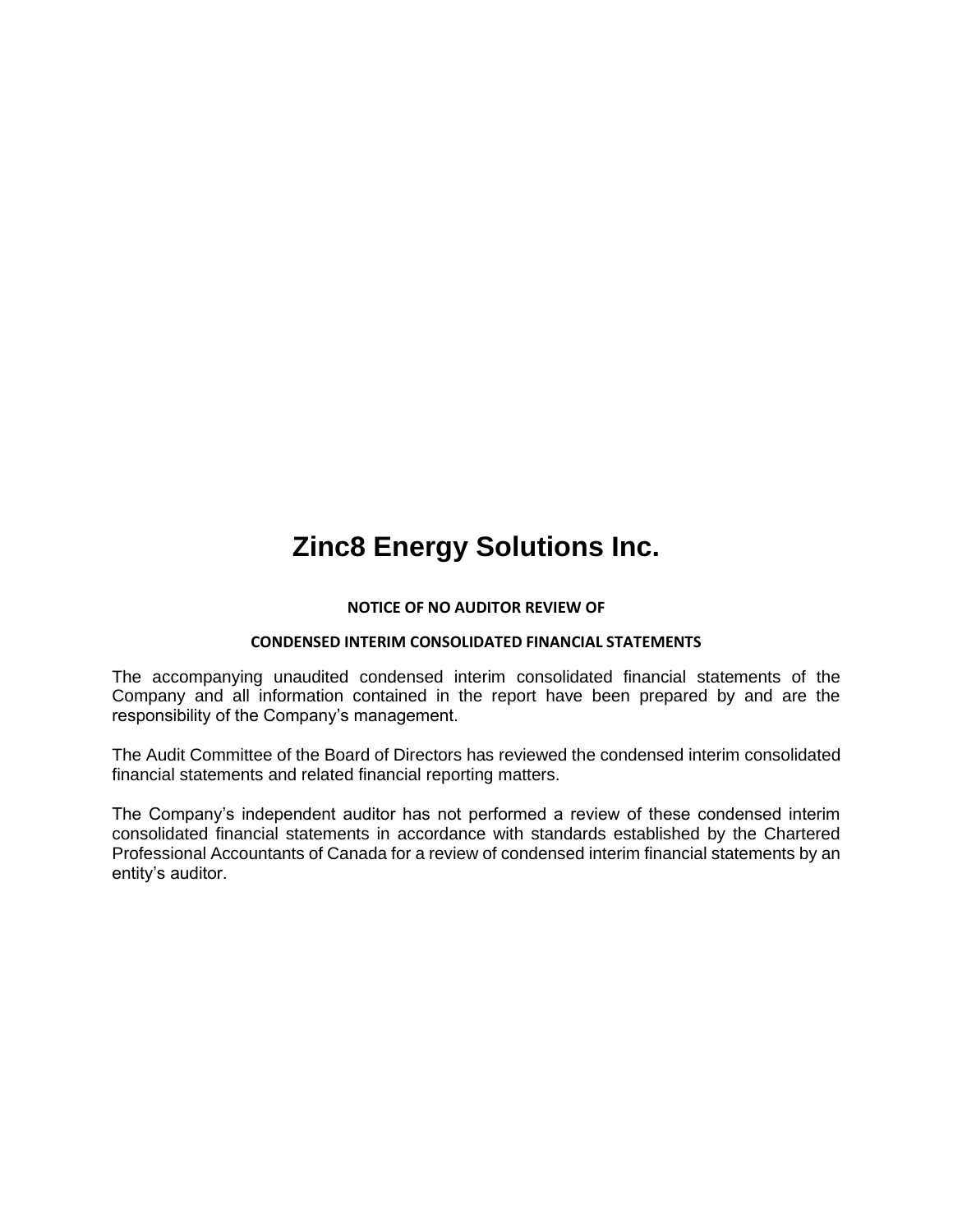# Zinc8 Energy Solutions Inc.

**NOTICE OF NO AUDITOR REVIEW OF**

**CONDENSED INTERIM CONSOLIDATED FINANCIAL STATEMENTS**

The accompanying unaudited condensed interim consolidated financial statements of the Company and all information contained in the report have been prepared by and are the responsibility of the Company's management.

The Audit Committee of the Board of Directors has reviewed the condensed interim consolidated financial statements and related financial reporting matters.

The Company's independent auditor has not performed a review of these condensed interim consolidated financial statements in accordance with standards established by the Chartered Professional Accountants of Canada for a review of condensed interim financial statements by an entity's auditor.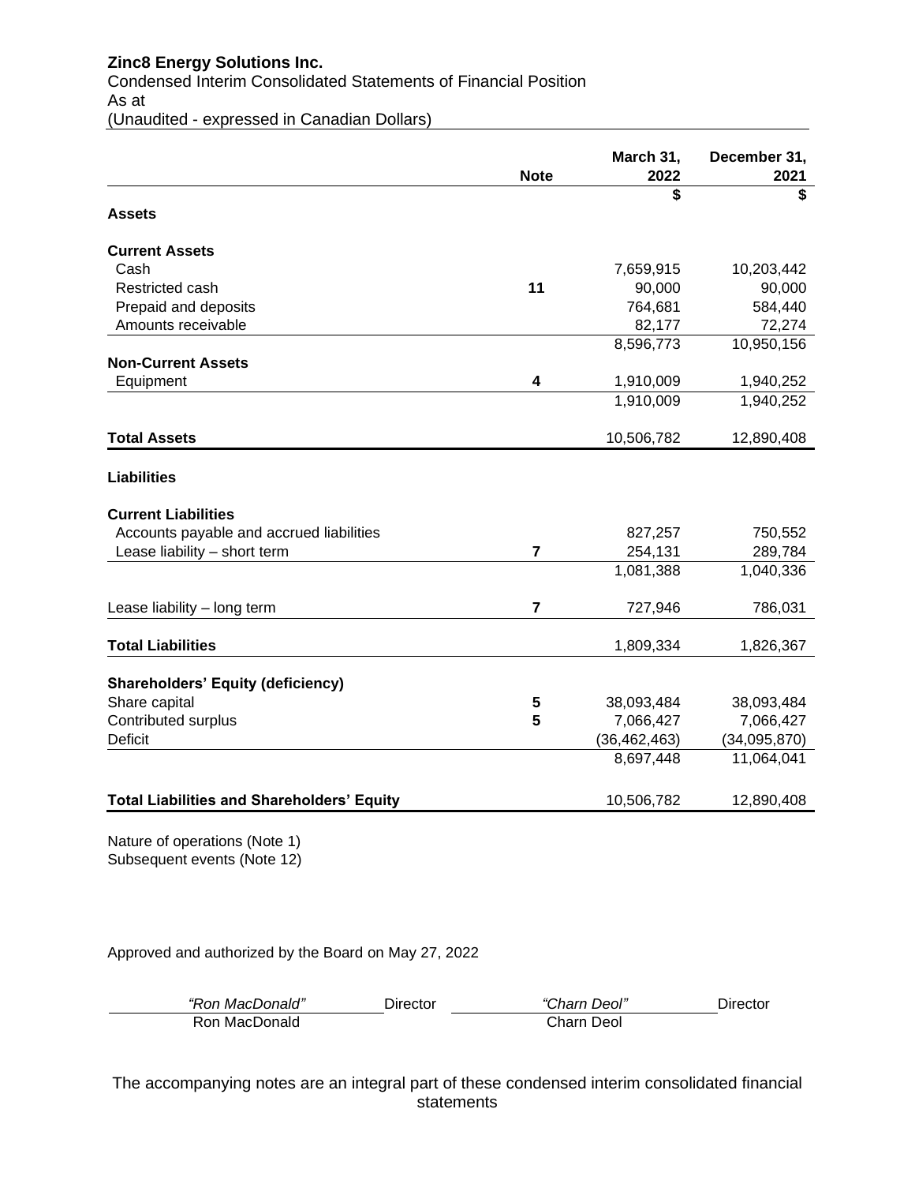**Zinc8 Energy Solutions Inc.**
Condensed Interim Consolidated Statements of Financial Position
As at
(Unaudited - expressed in Canadian Dollars)

| | Note | March 31, 2022 | December 31, 2021 |
|---|---|---|---|
| | | $ | $ |
| **Assets** | | | |
| **Current Assets** | | | |
| Cash | | 7,659,915 | 10,203,442 |
| Restricted cash | **11** | 90,000 | 90,000 |
| Prepaid and deposits | | 764,681 | 584,440 |
| Amounts receivable | | 82,177 | 72,274 |
| | | 8,596,773 | 10,950,156 |
| **Non-Current Assets** | | | |
| Equipment | **4** | 1,910,009 | 1,940,252 |
| | | 1,910,009 | 1,940,252 |
| **Total Assets** | | 10,506,782 | 12,890,408 |
| **Liabilities** | | | |
| **Current Liabilities** | | | |
| Accounts payable and accrued liabilities | | 827,257 | 750,552 |
| Lease liability – short term | **7** | 254,131 | 289,784 |
| | | 1,081,388 | 1,040,336 |
| Lease liability – long term | **7** | 727,946 | 786,031 |
| **Total Liabilities** | | 1,809,334 | 1,826,367 |
| **Shareholders' Equity (deficiency)** | | | |
| Share capital | **5** | 38,093,484 | 38,093,484 |
| Contributed surplus | **5** | 7,066,427 | 7,066,427 |
| Deficit | | (36,462,463) | (34,095,870) |
| | | 8,697,448 | 11,064,041 |
| **Total Liabilities and Shareholders' Equity** | | 10,506,782 | 12,890,408 |

Nature of operations (Note 1)
Subsequent events (Note 12)

Approved and authorized by the Board on May 27, 2022

*"Ron MacDonald"* Director — Ron MacDonald

*"Charn Deol"* Director — Charn Deol

The accompanying notes are an integral part of these condensed interim consolidated financial statements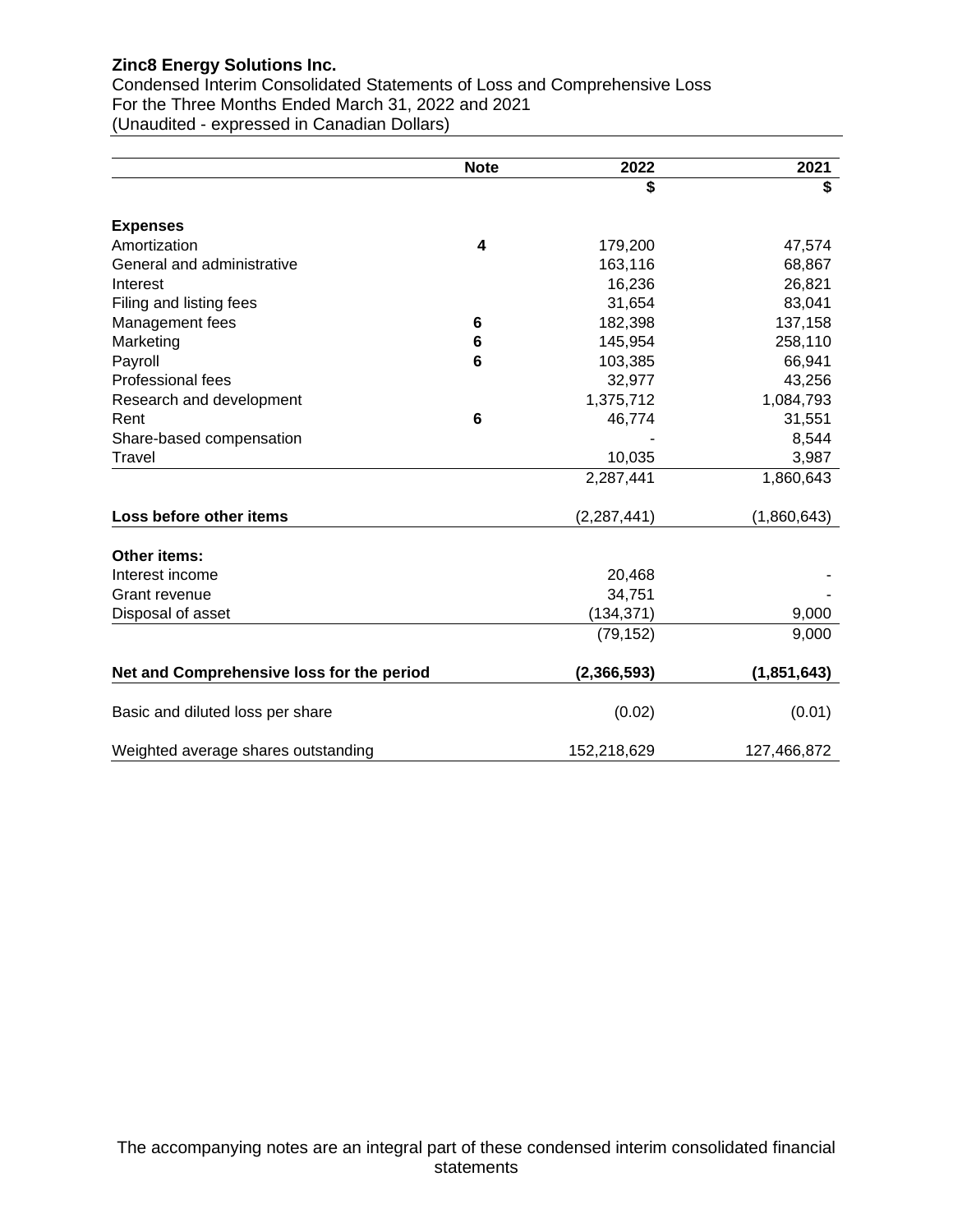**Zinc8 Energy Solutions Inc.**
Condensed Interim Consolidated Statements of Loss and Comprehensive Loss
For the Three Months Ended March 31, 2022 and 2021
(Unaudited - expressed in Canadian Dollars)

| | Note | 2022 | 2021 |
|---|---|---|---|
| | | $ | $ |
| **Expenses** | | | |
| Amortization | 4 | 179,200 | 47,574 |
| General and administrative | | 163,116 | 68,867 |
| Interest | | 16,236 | 26,821 |
| Filing and listing fees | | 31,654 | 83,041 |
| Management fees | 6 | 182,398 | 137,158 |
| Marketing | 6 | 145,954 | 258,110 |
| Payroll | 6 | 103,385 | 66,941 |
| Professional fees | | 32,977 | 43,256 |
| Research and development | | 1,375,712 | 1,084,793 |
| Rent | 6 | 46,774 | 31,551 |
| Share-based compensation | | - | 8,544 |
| Travel | | 10,035 | 3,987 |
| | | 2,287,441 | 1,860,643 |
| **Loss before other items** | | (2,287,441) | (1,860,643) |
| **Other items:** | | | |
| Interest income | | 20,468 | - |
| Grant revenue | | 34,751 | - |
| Disposal of asset | | (134,371) | 9,000 |
| | | (79,152) | 9,000 |
| **Net and Comprehensive loss for the period** | | **(2,366,593)** | **(1,851,643)** |
| Basic and diluted loss per share | | (0.02) | (0.01) |
| Weighted average shares outstanding | | 152,218,629 | 127,466,872 |

The accompanying notes are an integral part of these condensed interim consolidated financial statements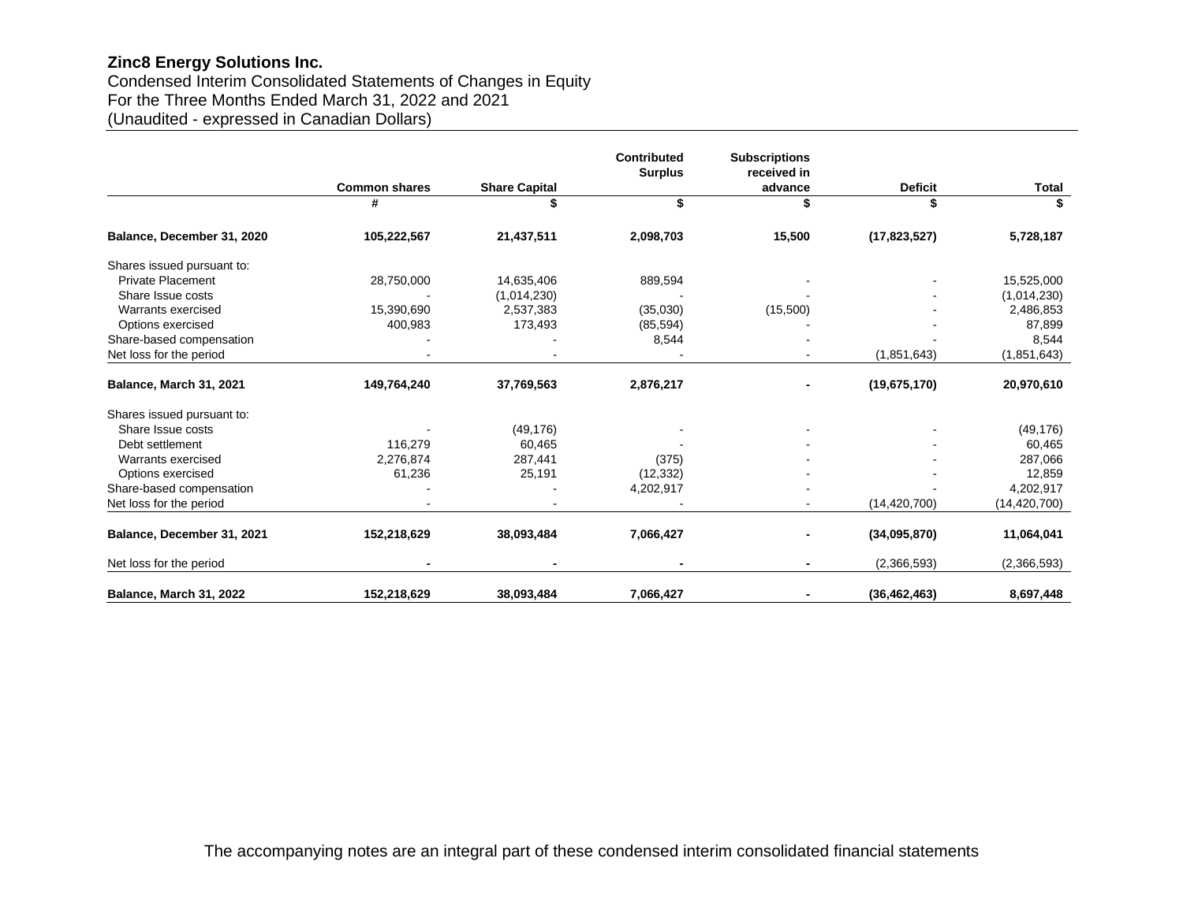**Zinc8 Energy Solutions Inc.**
Condensed Interim Consolidated Statements of Changes in Equity
For the Three Months Ended March 31, 2022 and 2021
(Unaudited - expressed in Canadian Dollars)

| | Common shares | Share Capital | Contributed Surplus | Subscriptions received in advance | Deficit | Total |
|---|---|---|---|---|---|---|
| | # | $ | $ | $ | $ | $ |
| **Balance, December 31, 2020** | **105,222,567** | **21,437,511** | **2,098,703** | **15,500** | **(17,823,527)** | **5,728,187** |
| Shares issued pursuant to: | | | | | | |
| Private Placement | 28,750,000 | 14,635,406 | 889,594 | - | - | 15,525,000 |
| Share Issue costs | - | (1,014,230) | - | - | - | (1,014,230) |
| Warrants exercised | 15,390,690 | 2,537,383 | (35,030) | (15,500) | - | 2,486,853 |
| Options exercised | 400,983 | 173,493 | (85,594) | - | - | 87,899 |
| Share-based compensation | - | - | 8,544 | - | - | 8,544 |
| Net loss for the period | - | - | - | - | (1,851,643) | (1,851,643) |
| **Balance, March 31, 2021** | **149,764,240** | **37,769,563** | **2,876,217** | **-** | **(19,675,170)** | **20,970,610** |
| Shares issued pursuant to: | | | | | | |
| Share Issue costs | - | (49,176) | - | - | - | (49,176) |
| Debt settlement | 116,279 | 60,465 | - | - | - | 60,465 |
| Warrants exercised | 2,276,874 | 287,441 | (375) | - | - | 287,066 |
| Options exercised | 61,236 | 25,191 | (12,332) | - | - | 12,859 |
| Share-based compensation | - | - | 4,202,917 | - | - | 4,202,917 |
| Net loss for the period | - | - | - | - | (14,420,700) | (14,420,700) |
| **Balance, December 31, 2021** | **152,218,629** | **38,093,484** | **7,066,427** | **-** | **(34,095,870)** | **11,064,041** |
| Net loss for the period | **-** | **-** | **-** | **-** | (2,366,593) | (2,366,593) |
| **Balance, March 31, 2022** | **152,218,629** | **38,093,484** | **7,066,427** | **-** | **(36,462,463)** | **8,697,448** |

The accompanying notes are an integral part of these condensed interim consolidated financial statements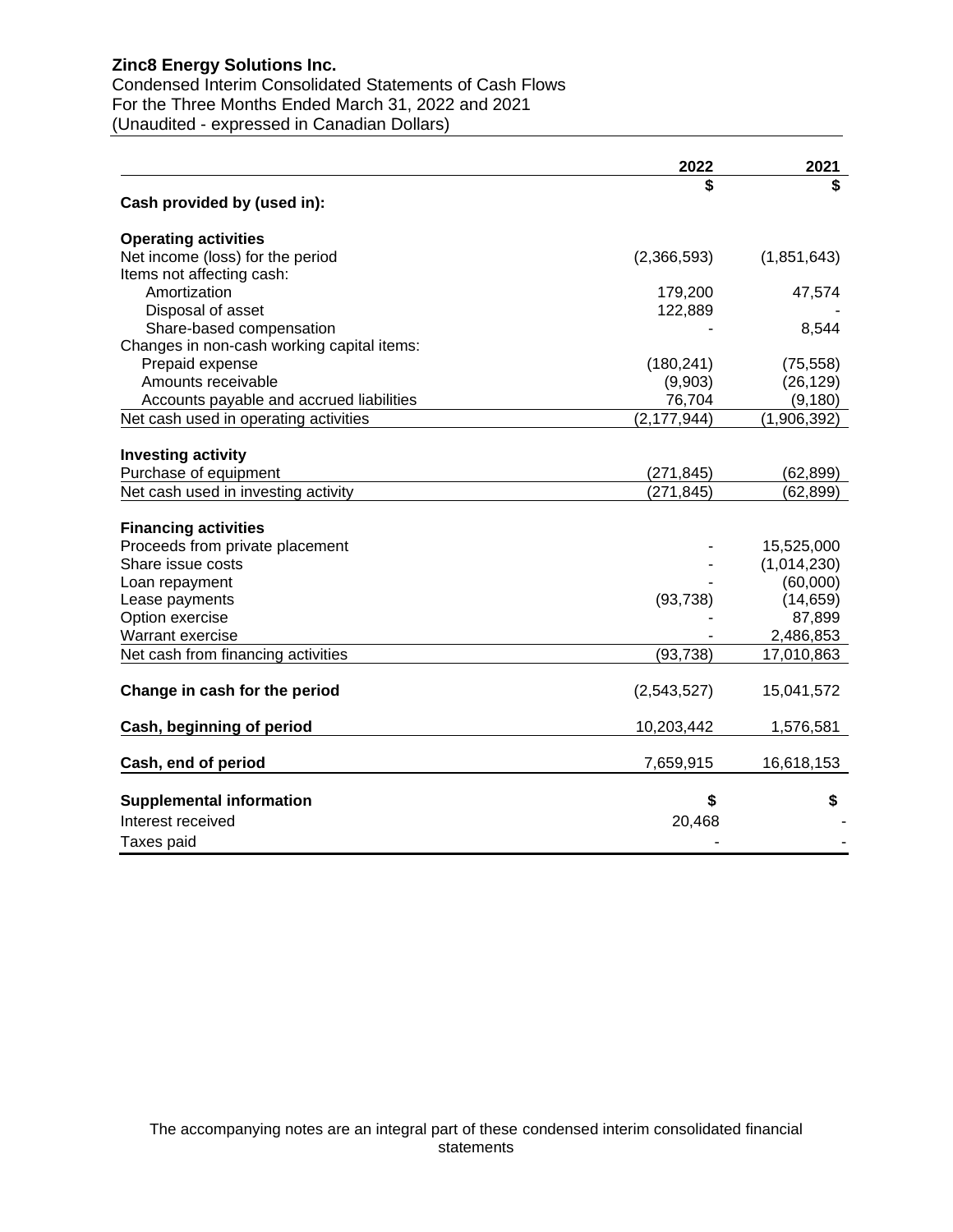**Zinc8 Energy Solutions Inc.**
Condensed Interim Consolidated Statements of Cash Flows
For the Three Months Ended March 31, 2022 and 2021
(Unaudited - expressed in Canadian Dollars)

| | 2022 | 2021 |
|---|---|---|
| | $ | $ |
| **Cash provided by (used in):** | | |
| **Operating activities** | | |
| Net income (loss) for the period | (2,366,593) | (1,851,643) |
| Items not affecting cash: | | |
| Amortization | 179,200 | 47,574 |
| Disposal of asset | 122,889 | - |
| Share-based compensation | - | 8,544 |
| Changes in non-cash working capital items: | | |
| Prepaid expense | (180,241) | (75,558) |
| Amounts receivable | (9,903) | (26,129) |
| Accounts payable and accrued liabilities | 76,704 | (9,180) |
| Net cash used in operating activities | (2,177,944) | (1,906,392) |
| **Investing activity** | | |
| Purchase of equipment | (271,845) | (62,899) |
| Net cash used in investing activity | (271,845) | (62,899) |
| **Financing activities** | | |
| Proceeds from private placement | - | 15,525,000 |
| Share issue costs | - | (1,014,230) |
| Loan repayment | - | (60,000) |
| Lease payments | (93,738) | (14,659) |
| Option exercise | - | 87,899 |
| Warrant exercise | - | 2,486,853 |
| Net cash from financing activities | (93,738) | 17,010,863 |
| **Change in cash for the period** | (2,543,527) | 15,041,572 |
| **Cash, beginning of period** | 10,203,442 | 1,576,581 |
| **Cash, end of period** | 7,659,915 | 16,618,153 |

| **Supplemental information** | $ | $ |
|---|---|---|
| Interest received | 20,468 | - |
| Taxes paid | - | - |

The accompanying notes are an integral part of these condensed interim consolidated financial statements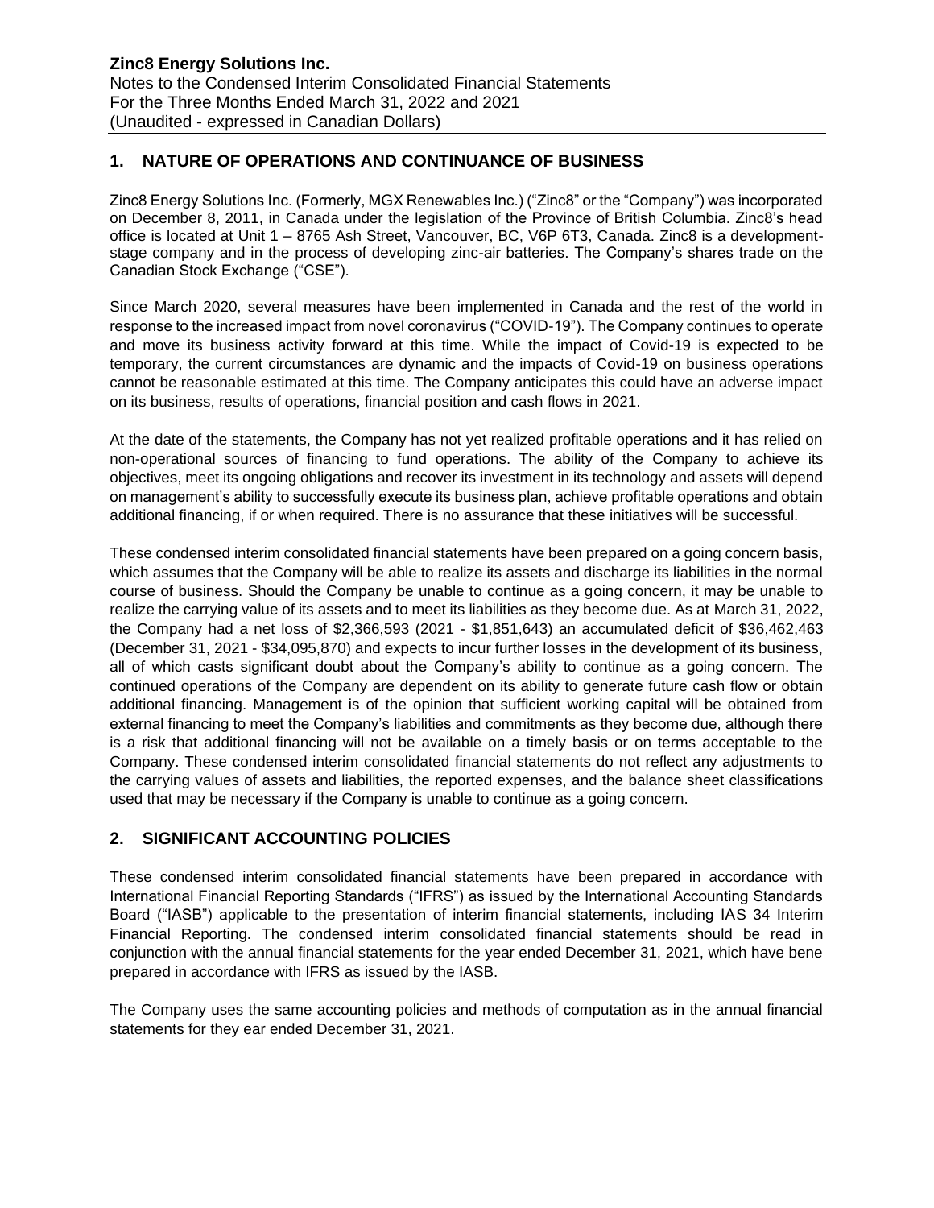**Zinc8 Energy Solutions Inc.**
Notes to the Condensed Interim Consolidated Financial Statements
For the Three Months Ended March 31, 2022 and 2021
(Unaudited - expressed in Canadian Dollars)

## 1. NATURE OF OPERATIONS AND CONTINUANCE OF BUSINESS

Zinc8 Energy Solutions Inc. (Formerly, MGX Renewables Inc.) ("Zinc8" or the "Company") was incorporated on December 8, 2011, in Canada under the legislation of the Province of British Columbia. Zinc8's head office is located at Unit 1 – 8765 Ash Street, Vancouver, BC, V6P 6T3, Canada. Zinc8 is a development-stage company and in the process of developing zinc-air batteries. The Company's shares trade on the Canadian Stock Exchange ("CSE").

Since March 2020, several measures have been implemented in Canada and the rest of the world in response to the increased impact from novel coronavirus ("COVID-19"). The Company continues to operate and move its business activity forward at this time. While the impact of Covid-19 is expected to be temporary, the current circumstances are dynamic and the impacts of Covid-19 on business operations cannot be reasonable estimated at this time. The Company anticipates this could have an adverse impact on its business, results of operations, financial position and cash flows in 2021.

At the date of the statements, the Company has not yet realized profitable operations and it has relied on non-operational sources of financing to fund operations. The ability of the Company to achieve its objectives, meet its ongoing obligations and recover its investment in its technology and assets will depend on management's ability to successfully execute its business plan, achieve profitable operations and obtain additional financing, if or when required. There is no assurance that these initiatives will be successful.

These condensed interim consolidated financial statements have been prepared on a going concern basis, which assumes that the Company will be able to realize its assets and discharge its liabilities in the normal course of business. Should the Company be unable to continue as a going concern, it may be unable to realize the carrying value of its assets and to meet its liabilities as they become due. As at March 31, 2022, the Company had a net loss of $2,366,593 (2021 - $1,851,643) an accumulated deficit of $36,462,463 (December 31, 2021 - $34,095,870) and expects to incur further losses in the development of its business, all of which casts significant doubt about the Company's ability to continue as a going concern. The continued operations of the Company are dependent on its ability to generate future cash flow or obtain additional financing. Management is of the opinion that sufficient working capital will be obtained from external financing to meet the Company's liabilities and commitments as they become due, although there is a risk that additional financing will not be available on a timely basis or on terms acceptable to the Company. These condensed interim consolidated financial statements do not reflect any adjustments to the carrying values of assets and liabilities, the reported expenses, and the balance sheet classifications used that may be necessary if the Company is unable to continue as a going concern.

## 2. SIGNIFICANT ACCOUNTING POLICIES

These condensed interim consolidated financial statements have been prepared in accordance with International Financial Reporting Standards ("IFRS") as issued by the International Accounting Standards Board ("IASB") applicable to the presentation of interim financial statements, including IAS 34 Interim Financial Reporting. The condensed interim consolidated financial statements should be read in conjunction with the annual financial statements for the year ended December 31, 2021, which have bene prepared in accordance with IFRS as issued by the IASB.

The Company uses the same accounting policies and methods of computation as in the annual financial statements for they ear ended December 31, 2021.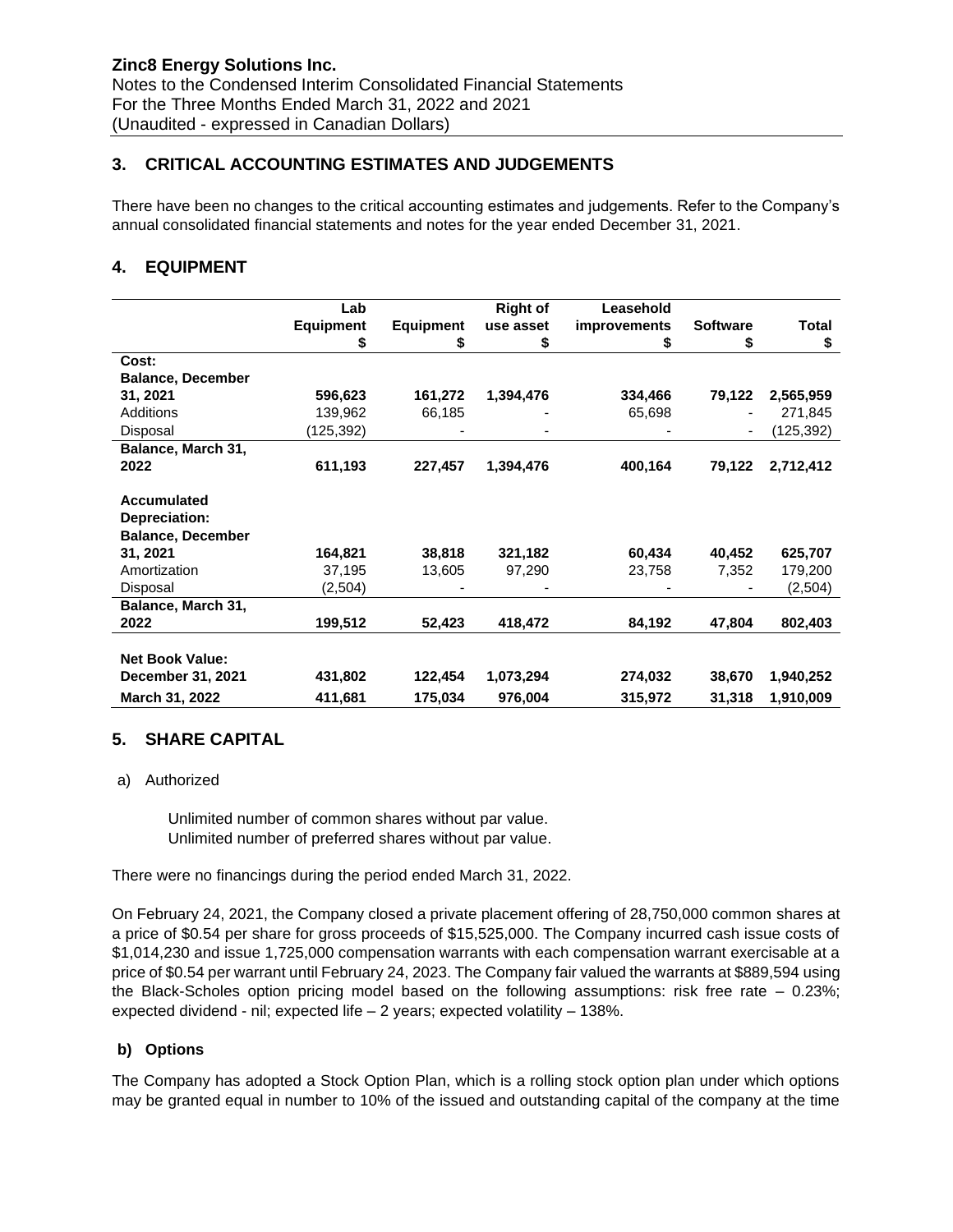## 3. CRITICAL ACCOUNTING ESTIMATES AND JUDGEMENTS

There have been no changes to the critical accounting estimates and judgements. Refer to the Company's annual consolidated financial statements and notes for the year ended December 31, 2021.

## 4. EQUIPMENT

| | Lab Equipment $ | Equipment $ | Right of use asset $ | Leasehold improvements $ | Software $ | Total $ |
|---|---|---|---|---|---|---|
| **Cost:** | | | | | | |
| **Balance, December 31, 2021** | **596,623** | **161,272** | **1,394,476** | **334,466** | **79,122** | **2,565,959** |
| Additions | 139,962 | 66,185 | - | 65,698 | - | 271,845 |
| Disposal | (125,392) | - | - | - | - | (125,392) |
| **Balance, March 31, 2022** | **611,193** | **227,457** | **1,394,476** | **400,164** | **79,122** | **2,712,412** |
| | | | | | | |
| **Accumulated Depreciation:** | | | | | | |
| **Balance, December 31, 2021** | **164,821** | **38,818** | **321,182** | **60,434** | **40,452** | **625,707** |
| Amortization | 37,195 | 13,605 | 97,290 | 23,758 | 7,352 | 179,200 |
| Disposal | (2,504) | - | - | - | - | (2,504) |
| **Balance, March 31, 2022** | **199,512** | **52,423** | **418,472** | **84,192** | **47,804** | **802,403** |
| | | | | | | |
| **Net Book Value:** | | | | | | |
| **December 31, 2021** | **431,802** | **122,454** | **1,073,294** | **274,032** | **38,670** | **1,940,252** |
| **March 31, 2022** | **411,681** | **175,034** | **976,004** | **315,972** | **31,318** | **1,910,009** |

## 5. SHARE CAPITAL

a) Authorized

Unlimited number of common shares without par value.
Unlimited number of preferred shares without par value.

There were no financings during the period ended March 31, 2022.

On February 24, 2021, the Company closed a private placement offering of 28,750,000 common shares at a price of $0.54 per share for gross proceeds of $15,525,000. The Company incurred cash issue costs of $1,014,230 and issue 1,725,000 compensation warrants with each compensation warrant exercisable at a price of $0.54 per warrant until February 24, 2023. The Company fair valued the warrants at $889,594 using the Black-Scholes option pricing model based on the following assumptions: risk free rate – 0.23%; expected dividend - nil; expected life – 2 years; expected volatility – 138%.

**b) Options**

The Company has adopted a Stock Option Plan, which is a rolling stock option plan under which options may be granted equal in number to 10% of the issued and outstanding capital of the company at the time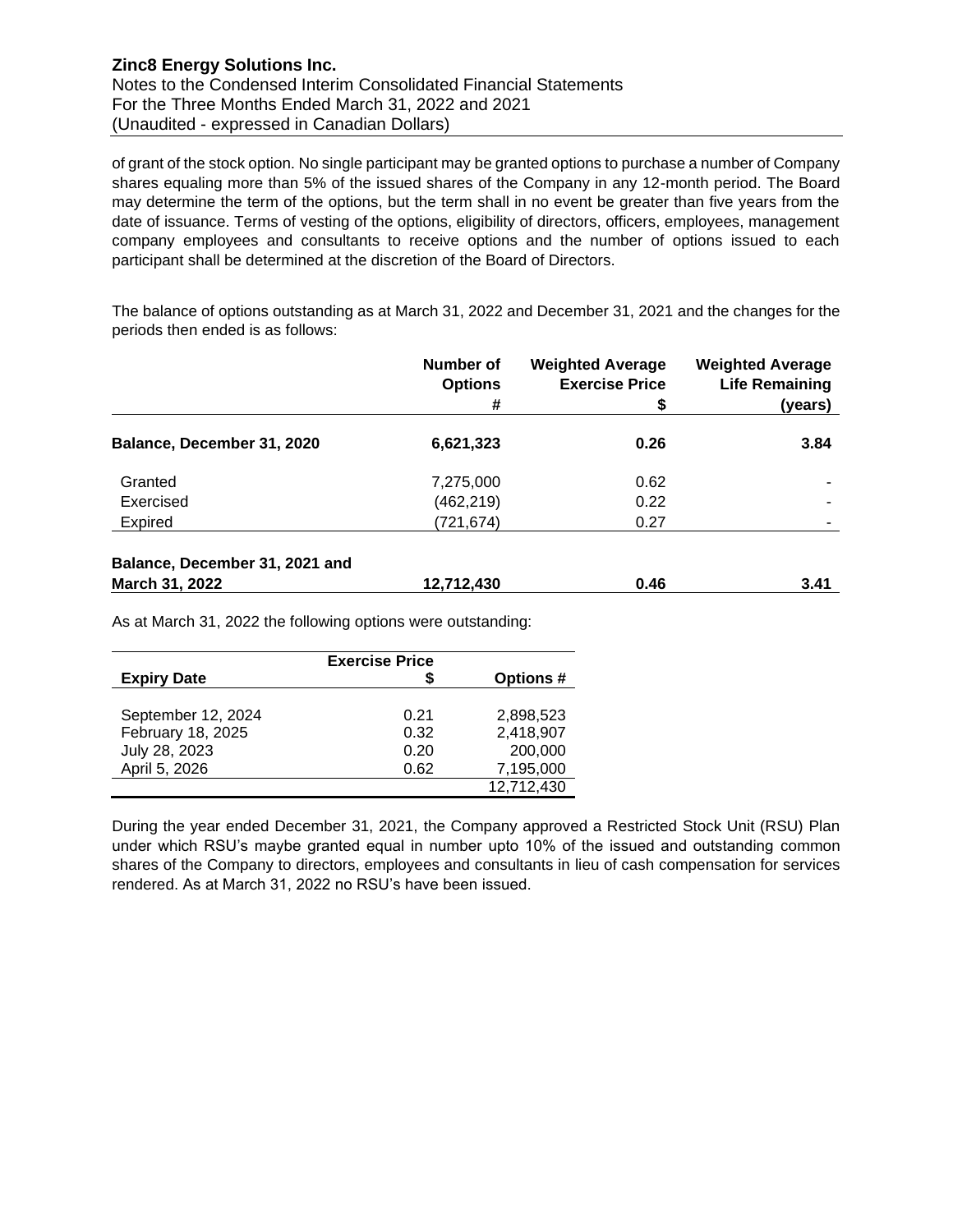of grant of the stock option. No single participant may be granted options to purchase a number of Company shares equaling more than 5% of the issued shares of the Company in any 12-month period. The Board may determine the term of the options, but the term shall in no event be greater than five years from the date of issuance. Terms of vesting of the options, eligibility of directors, officers, employees, management company employees and consultants to receive options and the number of options issued to each participant shall be determined at the discretion of the Board of Directors.

The balance of options outstanding as at March 31, 2022 and December 31, 2021 and the changes for the periods then ended is as follows:

| | Number of Options # | Weighted Average Exercise Price $ | Weighted Average Life Remaining (years) |
|---|---|---|---|
| **Balance, December 31, 2020** | **6,621,323** | **0.26** | **3.84** |
| Granted | 7,275,000 | 0.62 | - |
| Exercised | (462,219) | 0.22 | - |
| Expired | (721,674) | 0.27 | - |
| **Balance, December 31, 2021 and March 31, 2022** | **12,712,430** | **0.46** | **3.41** |

As at March 31, 2022 the following options were outstanding:

| Expiry Date | Exercise Price $ | Options # |
|---|---|---|
| September 12, 2024 | 0.21 | 2,898,523 |
| February 18, 2025 | 0.32 | 2,418,907 |
| July 28, 2023 | 0.20 | 200,000 |
| April 5, 2026 | 0.62 | 7,195,000 |
| | | 12,712,430 |

During the year ended December 31, 2021, the Company approved a Restricted Stock Unit (RSU) Plan under which RSU's maybe granted equal in number upto 10% of the issued and outstanding common shares of the Company to directors, employees and consultants in lieu of cash compensation for services rendered. As at March 31, 2022 no RSU's have been issued.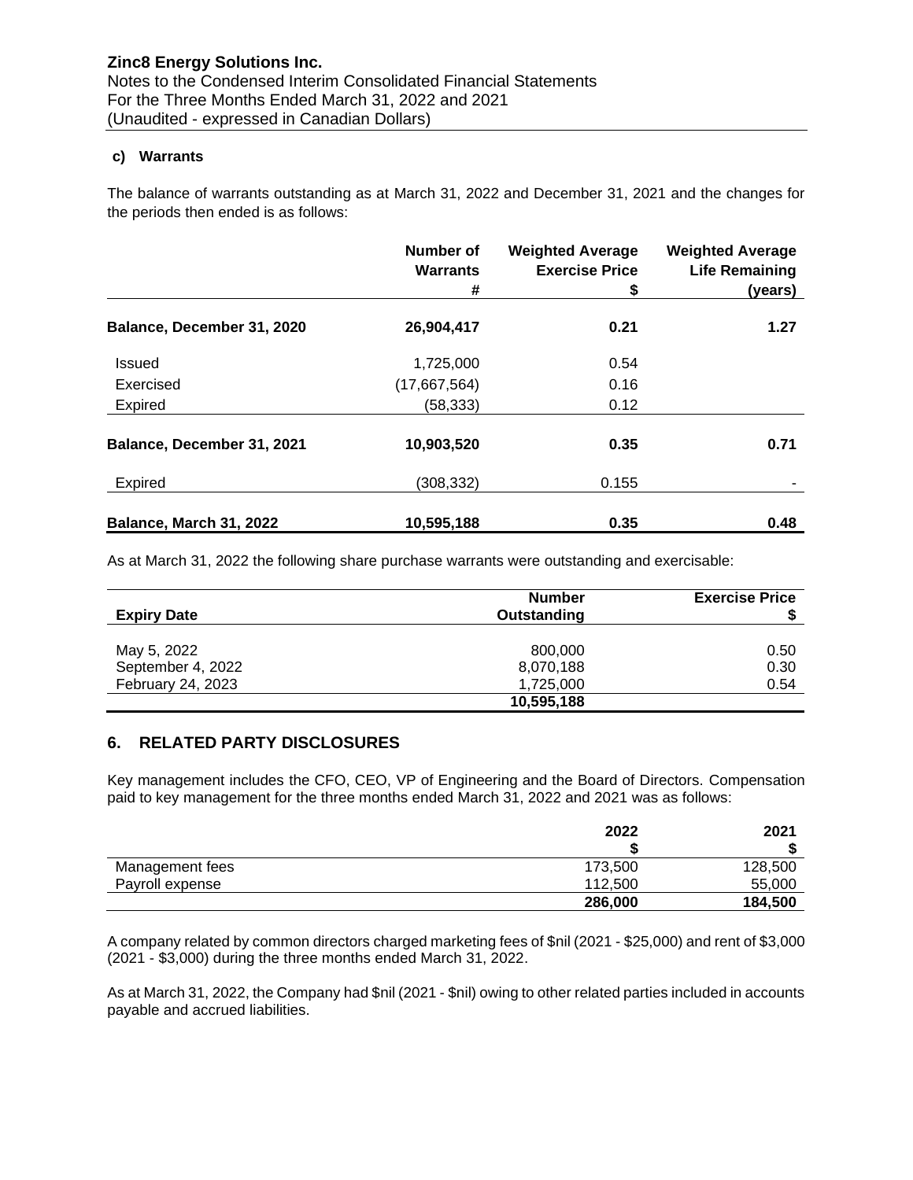**c) Warrants**

The balance of warrants outstanding as at March 31, 2022 and December 31, 2021 and the changes for the periods then ended is as follows:

| | Number of Warrants # | Weighted Average Exercise Price $ | Weighted Average Life Remaining (years) |
|---|---|---|---|
| **Balance, December 31, 2020** | **26,904,417** | **0.21** | **1.27** |
| Issued | 1,725,000 | 0.54 | |
| Exercised | (17,667,564) | 0.16 | |
| Expired | (58,333) | 0.12 | |
| **Balance, December 31, 2021** | **10,903,520** | **0.35** | **0.71** |
| Expired | (308,332) | 0.155 | - |
| **Balance, March 31, 2022** | **10,595,188** | **0.35** | **0.48** |

As at March 31, 2022 the following share purchase warrants were outstanding and exercisable:

| Expiry Date | Number Outstanding | Exercise Price $ |
|---|---|---|
| May 5, 2022 | 800,000 | 0.50 |
| September 4, 2022 | 8,070,188 | 0.30 |
| February 24, 2023 | 1,725,000 | 0.54 |
| | **10,595,188** | |

## 6. RELATED PARTY DISCLOSURES

Key management includes the CFO, CEO, VP of Engineering and the Board of Directors. Compensation paid to key management for the three months ended March 31, 2022 and 2021 was as follows:

| | 2022 $ | 2021 $ |
|---|---|---|
| Management fees | 173,500 | 128,500 |
| Payroll expense | 112,500 | 55,000 |
| | **286,000** | **184,500** |

A company related by common directors charged marketing fees of $nil (2021 - $25,000) and rent of $3,000 (2021 - $3,000) during the three months ended March 31, 2022.

As at March 31, 2022, the Company had $nil (2021 - $nil) owing to other related parties included in accounts payable and accrued liabilities.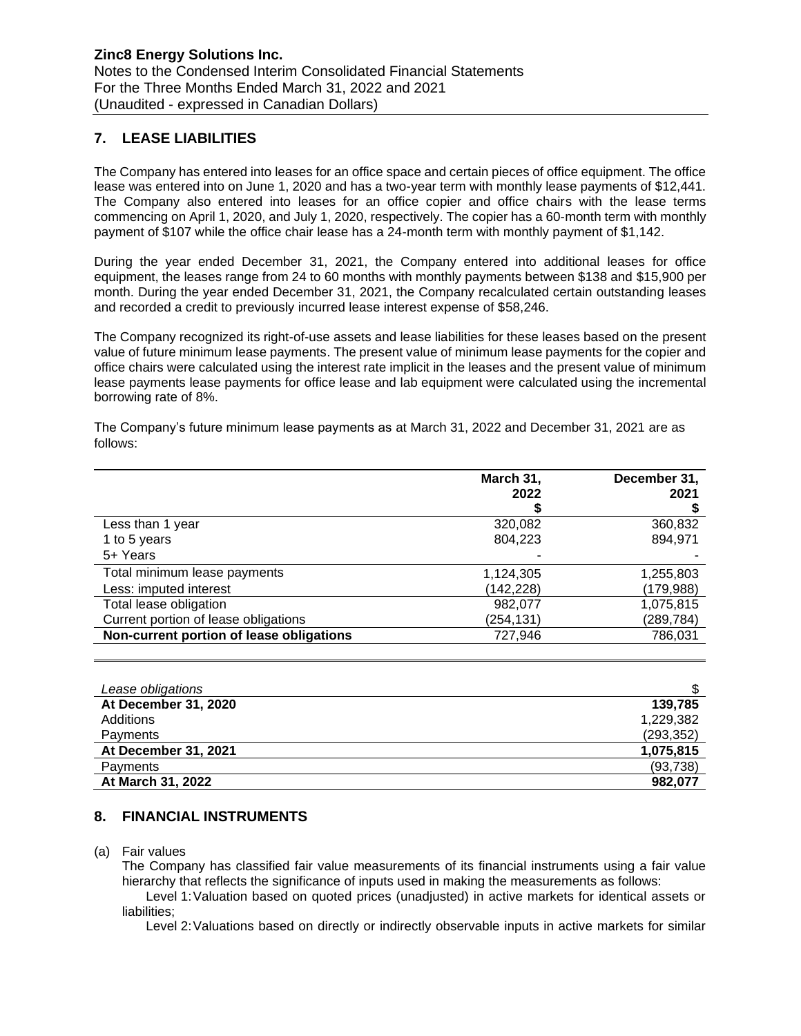## 7. LEASE LIABILITIES

The Company has entered into leases for an office space and certain pieces of office equipment. The office lease was entered into on June 1, 2020 and has a two-year term with monthly lease payments of $12,441. The Company also entered into leases for an office copier and office chairs with the lease terms commencing on April 1, 2020, and July 1, 2020, respectively. The copier has a 60-month term with monthly payment of $107 while the office chair lease has a 24-month term with monthly payment of $1,142.

During the year ended December 31, 2021, the Company entered into additional leases for office equipment, the leases range from 24 to 60 months with monthly payments between $138 and $15,900 per month. During the year ended December 31, 2021, the Company recalculated certain outstanding leases and recorded a credit to previously incurred lease interest expense of $58,246.

The Company recognized its right-of-use assets and lease liabilities for these leases based on the present value of future minimum lease payments. The present value of minimum lease payments for the copier and office chairs were calculated using the interest rate implicit in the leases and the present value of minimum lease payments lease payments for office lease and lab equipment were calculated using the incremental borrowing rate of 8%.

The Company's future minimum lease payments as at March 31, 2022 and December 31, 2021 are as follows:

| | March 31, 2022 $ | December 31, 2021 $ |
|---|---|---|
| Less than 1 year | 320,082 | 360,832 |
| 1 to 5 years | 804,223 | 894,971 |
| 5+ Years | - | - |
| Total minimum lease payments | 1,124,305 | 1,255,803 |
| Less: imputed interest | (142,228) | (179,988) |
| Total lease obligation | 982,077 | 1,075,815 |
| Current portion of lease obligations | (254,131) | (289,784) |
| **Non-current portion of lease obligations** | 727,946 | 786,031 |

| *Lease obligations* | $ |
|---|---|
| **At December 31, 2020** | **139,785** |
| Additions | 1,229,382 |
| Payments | (293,352) |
| **At December 31, 2021** | **1,075,815** |
| Payments | (93,738) |
| **At March 31, 2022** | **982,077** |

## 8. FINANCIAL INSTRUMENTS

(a) Fair values

The Company has classified fair value measurements of its financial instruments using a fair value hierarchy that reflects the significance of inputs used in making the measurements as follows:

Level 1: Valuation based on quoted prices (unadjusted) in active markets for identical assets or liabilities;

Level 2: Valuations based on directly or indirectly observable inputs in active markets for similar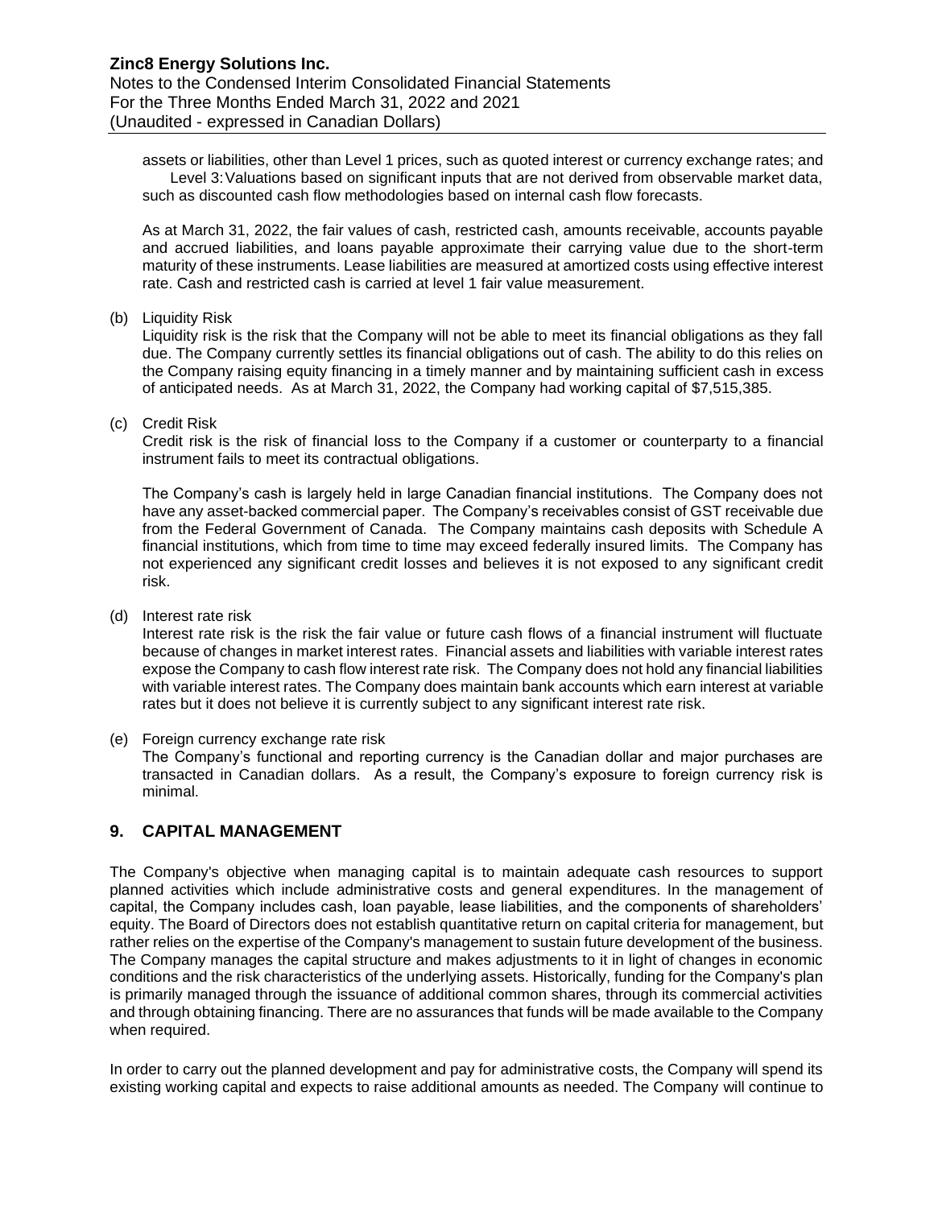assets or liabilities, other than Level 1 prices, such as quoted interest or currency exchange rates; and
Level 3: Valuations based on significant inputs that are not derived from observable market data, such as discounted cash flow methodologies based on internal cash flow forecasts.

As at March 31, 2022, the fair values of cash, restricted cash, amounts receivable, accounts payable and accrued liabilities, and loans payable approximate their carrying value due to the short-term maturity of these instruments. Lease liabilities are measured at amortized costs using effective interest rate. Cash and restricted cash is carried at level 1 fair value measurement.

(b) Liquidity Risk

Liquidity risk is the risk that the Company will not be able to meet its financial obligations as they fall due. The Company currently settles its financial obligations out of cash. The ability to do this relies on the Company raising equity financing in a timely manner and by maintaining sufficient cash in excess of anticipated needs. As at March 31, 2022, the Company had working capital of $7,515,385.

(c) Credit Risk

Credit risk is the risk of financial loss to the Company if a customer or counterparty to a financial instrument fails to meet its contractual obligations.

The Company's cash is largely held in large Canadian financial institutions. The Company does not have any asset-backed commercial paper. The Company's receivables consist of GST receivable due from the Federal Government of Canada. The Company maintains cash deposits with Schedule A financial institutions, which from time to time may exceed federally insured limits. The Company has not experienced any significant credit losses and believes it is not exposed to any significant credit risk.

(d) Interest rate risk

Interest rate risk is the risk the fair value or future cash flows of a financial instrument will fluctuate because of changes in market interest rates. Financial assets and liabilities with variable interest rates expose the Company to cash flow interest rate risk. The Company does not hold any financial liabilities with variable interest rates. The Company does maintain bank accounts which earn interest at variable rates but it does not believe it is currently subject to any significant interest rate risk.

(e) Foreign currency exchange rate risk

The Company's functional and reporting currency is the Canadian dollar and major purchases are transacted in Canadian dollars. As a result, the Company's exposure to foreign currency risk is minimal.

## 9. CAPITAL MANAGEMENT

The Company's objective when managing capital is to maintain adequate cash resources to support planned activities which include administrative costs and general expenditures. In the management of capital, the Company includes cash, loan payable, lease liabilities, and the components of shareholders' equity. The Board of Directors does not establish quantitative return on capital criteria for management, but rather relies on the expertise of the Company's management to sustain future development of the business. The Company manages the capital structure and makes adjustments to it in light of changes in economic conditions and the risk characteristics of the underlying assets. Historically, funding for the Company's plan is primarily managed through the issuance of additional common shares, through its commercial activities and through obtaining financing. There are no assurances that funds will be made available to the Company when required.

In order to carry out the planned development and pay for administrative costs, the Company will spend its existing working capital and expects to raise additional amounts as needed. The Company will continue to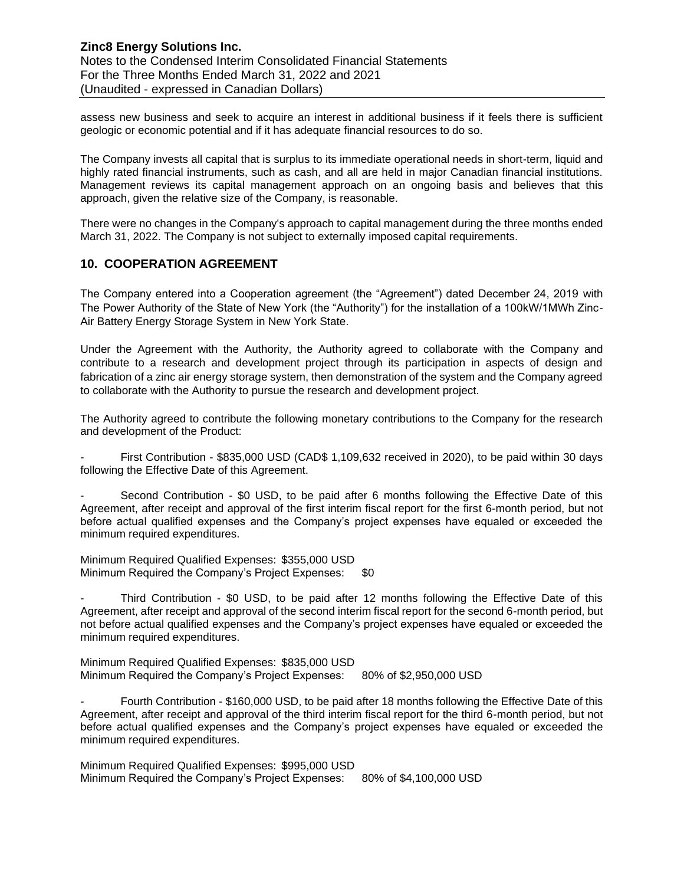assess new business and seek to acquire an interest in additional business if it feels there is sufficient geologic or economic potential and if it has adequate financial resources to do so.

The Company invests all capital that is surplus to its immediate operational needs in short-term, liquid and highly rated financial instruments, such as cash, and all are held in major Canadian financial institutions. Management reviews its capital management approach on an ongoing basis and believes that this approach, given the relative size of the Company, is reasonable.

There were no changes in the Company's approach to capital management during the three months ended March 31, 2022. The Company is not subject to externally imposed capital requirements.

## 10. COOPERATION AGREEMENT

The Company entered into a Cooperation agreement (the "Agreement") dated December 24, 2019 with The Power Authority of the State of New York (the "Authority") for the installation of a 100kW/1MWh Zinc-Air Battery Energy Storage System in New York State.

Under the Agreement with the Authority, the Authority agreed to collaborate with the Company and contribute to a research and development project through its participation in aspects of design and fabrication of a zinc air energy storage system, then demonstration of the system and the Company agreed to collaborate with the Authority to pursue the research and development project.

The Authority agreed to contribute the following monetary contributions to the Company for the research and development of the Product:

- First Contribution - $835,000 USD (CAD$ 1,109,632 received in 2020), to be paid within 30 days following the Effective Date of this Agreement.

- Second Contribution - $0 USD, to be paid after 6 months following the Effective Date of this Agreement, after receipt and approval of the first interim fiscal report for the first 6-month period, but not before actual qualified expenses and the Company's project expenses have equaled or exceeded the minimum required expenditures.

Minimum Required Qualified Expenses: $355,000 USD
Minimum Required the Company's Project Expenses: $0

- Third Contribution - $0 USD, to be paid after 12 months following the Effective Date of this Agreement, after receipt and approval of the second interim fiscal report for the second 6-month period, but not before actual qualified expenses and the Company's project expenses have equaled or exceeded the minimum required expenditures.

Minimum Required Qualified Expenses: $835,000 USD
Minimum Required the Company's Project Expenses: 80% of $2,950,000 USD

- Fourth Contribution - $160,000 USD, to be paid after 18 months following the Effective Date of this Agreement, after receipt and approval of the third interim fiscal report for the third 6-month period, but not before actual qualified expenses and the Company's project expenses have equaled or exceeded the minimum required expenditures.

Minimum Required Qualified Expenses: $995,000 USD
Minimum Required the Company's Project Expenses: 80% of $4,100,000 USD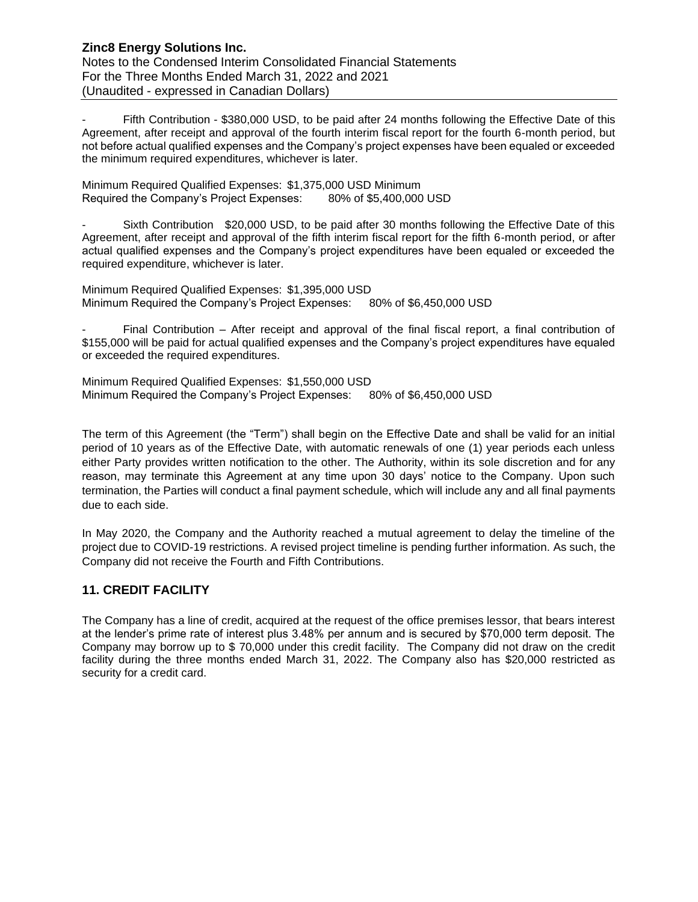- Fifth Contribution - $380,000 USD, to be paid after 24 months following the Effective Date of this Agreement, after receipt and approval of the fourth interim fiscal report for the fourth 6-month period, but not before actual qualified expenses and the Company's project expenses have been equaled or exceeded the minimum required expenditures, whichever is later.

Minimum Required Qualified Expenses: $1,375,000 USD Minimum
Required the Company's Project Expenses: 80% of $5,400,000 USD

- Sixth Contribution $20,000 USD, to be paid after 30 months following the Effective Date of this Agreement, after receipt and approval of the fifth interim fiscal report for the fifth 6-month period, or after actual qualified expenses and the Company's project expenditures have been equaled or exceeded the required expenditure, whichever is later.

Minimum Required Qualified Expenses: $1,395,000 USD
Minimum Required the Company's Project Expenses: 80% of $6,450,000 USD

- Final Contribution – After receipt and approval of the final fiscal report, a final contribution of $155,000 will be paid for actual qualified expenses and the Company's project expenditures have equaled or exceeded the required expenditures.

Minimum Required Qualified Expenses: $1,550,000 USD
Minimum Required the Company's Project Expenses: 80% of $6,450,000 USD

The term of this Agreement (the "Term") shall begin on the Effective Date and shall be valid for an initial period of 10 years as of the Effective Date, with automatic renewals of one (1) year periods each unless either Party provides written notification to the other. The Authority, within its sole discretion and for any reason, may terminate this Agreement at any time upon 30 days' notice to the Company. Upon such termination, the Parties will conduct a final payment schedule, which will include any and all final payments due to each side.

In May 2020, the Company and the Authority reached a mutual agreement to delay the timeline of the project due to COVID-19 restrictions. A revised project timeline is pending further information. As such, the Company did not receive the Fourth and Fifth Contributions.

## 11. CREDIT FACILITY

The Company has a line of credit, acquired at the request of the office premises lessor, that bears interest at the lender's prime rate of interest plus 3.48% per annum and is secured by $70,000 term deposit. The Company may borrow up to $ 70,000 under this credit facility. The Company did not draw on the credit facility during the three months ended March 31, 2022. The Company also has $20,000 restricted as security for a credit card.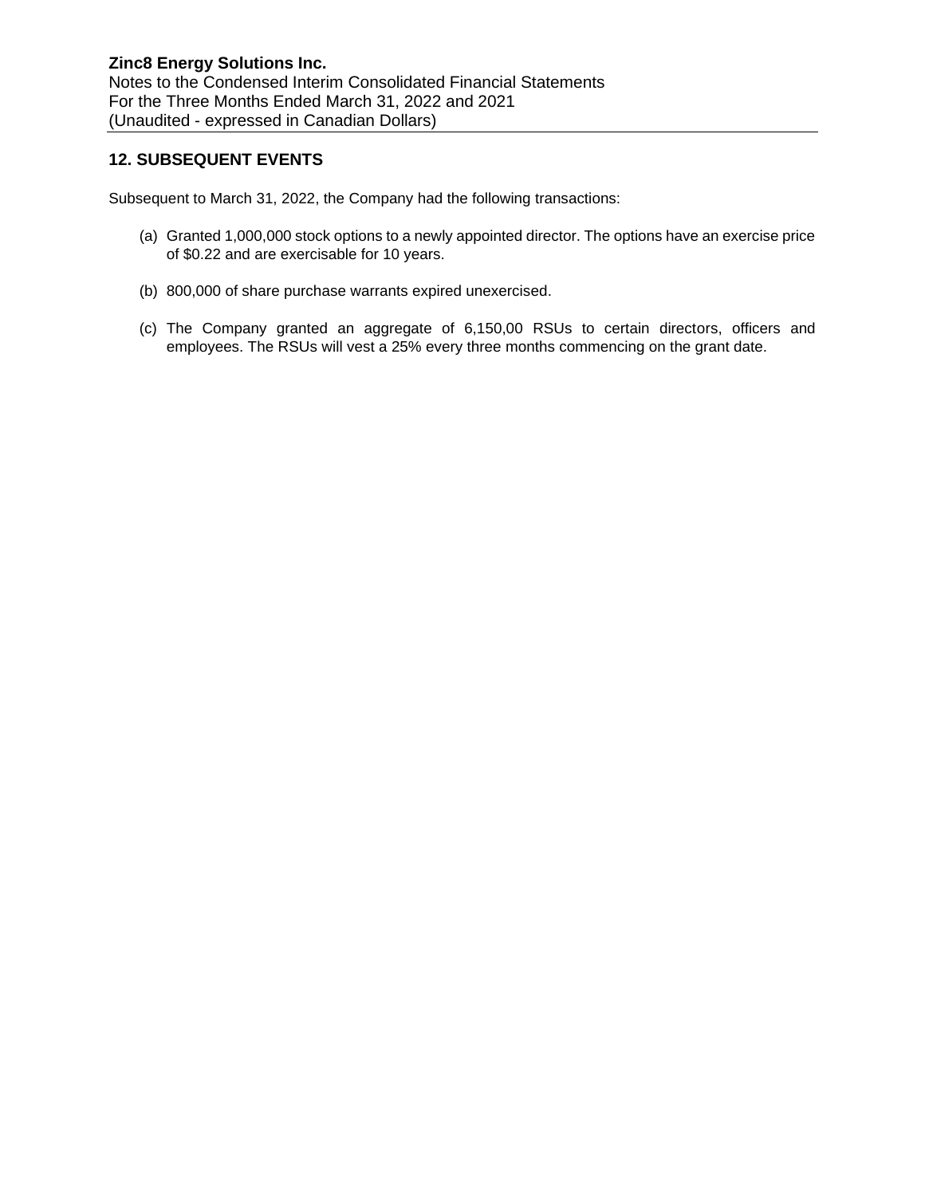## 12. SUBSEQUENT EVENTS

Subsequent to March 31, 2022, the Company had the following transactions:

(a) Granted 1,000,000 stock options to a newly appointed director. The options have an exercise price of $0.22 and are exercisable for 10 years.

(b) 800,000 of share purchase warrants expired unexercised.

(c) The Company granted an aggregate of 6,150,00 RSUs to certain directors, officers and employees. The RSUs will vest a 25% every three months commencing on the grant date.